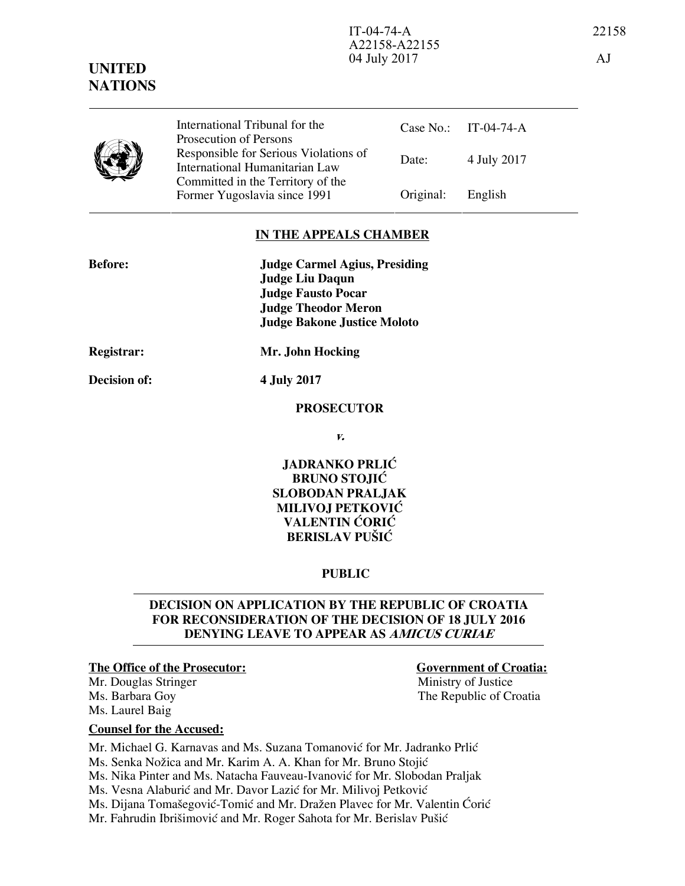IT-04-74-A 22158
A22158-A22155
04 July 2017 AJ

**UNITED NATIONS**

| International Tribunal for the Prosecution of Persons Responsible for Serious Violations of International Humanitarian Law Committed in the Territory of the Former Yugoslavia since 1991 | Case No.: | IT-04-74-A |
|---|---|---|
| | Date: | 4 July 2017 |
| | Original: | English |

## IN THE APPEALS CHAMBER

**Before:** **Judge Carmel Agius, Presiding**
**Judge Liu Daqun**
**Judge Fausto Pocar**
**Judge Theodor Meron**
**Judge Bakone Justice Moloto**

**Registrar:** **Mr. John Hocking**

**Decision of:** **4 July 2017**

**PROSECUTOR**

***v.***

**JADRANKO PRLIĆ**
**BRUNO STOJIĆ**
**SLOBODAN PRALJAK**
**MILIVOJ PETKOVIĆ**
**VALENTIN ĆORIĆ**
**BERISLAV PUŠIĆ**

**PUBLIC**

## DECISION ON APPLICATION BY THE REPUBLIC OF CROATIA FOR RECONSIDERATION OF THE DECISION OF 18 JULY 2016 DENYING LEAVE TO APPEAR AS *AMICUS CURIAE*

**The Office of the Prosecutor:**

Mr. Douglas Stringer
Ms. Barbara Goy
Ms. Laurel Baig

**Government of Croatia:**

Ministry of Justice
The Republic of Croatia

**Counsel for the Accused:**

Mr. Michael G. Karnavas and Ms. Suzana Tomanović for Mr. Jadranko Prlić
Ms. Senka Nožica and Mr. Karim A. A. Khan for Mr. Bruno Stojić
Ms. Nika Pinter and Ms. Natacha Fauveau-Ivanović for Mr. Slobodan Praljak
Ms. Vesna Alaburić and Mr. Davor Lazić for Mr. Milivoj Petković
Ms. Dijana Tomašegović-Tomić and Mr. Dražen Plavec for Mr. Valentin Ćorić
Mr. Fahrudin Ibrišimović and Mr. Roger Sahota for Mr. Berislav Pušić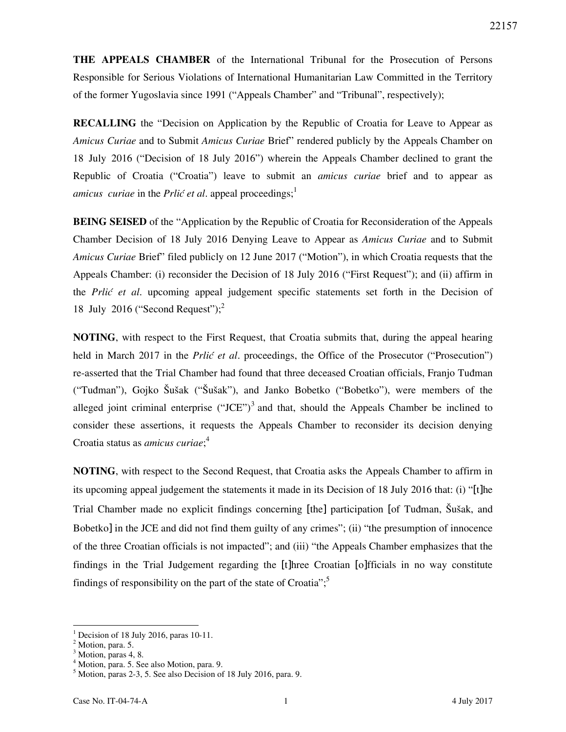**THE APPEALS CHAMBER** of the International Tribunal for the Prosecution of Persons Responsible for Serious Violations of International Humanitarian Law Committed in the Territory of the former Yugoslavia since 1991 ("Appeals Chamber" and "Tribunal", respectively);

***RECALLING*** the "Decision on Application by the Republic of Croatia for Leave to Appear as *Amicus Curiae* and to Submit *Amicus Curiae* Brief" rendered publicly by the Appeals Chamber on 18 July 2016 ("Decision of 18 July 2016") wherein the Appeals Chamber declined to grant the Republic of Croatia ("Croatia") leave to submit an *amicus curiae* brief and to appear as *amicus curiae* in the *Prlić et al.* appeal proceedings;[1]

**BEING SEISED** of the "Application by the Republic of Croatia for Reconsideration of the Appeals Chamber Decision of 18 July 2016 Denying Leave to Appear as *Amicus Curiae* and to Submit *Amicus Curiae* Brief" filed publicly on 12 June 2017 ("Motion"), in which Croatia requests that the Appeals Chamber: (i) reconsider the Decision of 18 July 2016 ("First Request"); and (ii) affirm in the *Prlić et al.* upcoming appeal judgement specific statements set forth in the Decision of 18 July 2016 ("Second Request");[2]

**NOTING**, with respect to the First Request, that Croatia submits that, during the appeal hearing held in March 2017 in the *Prlić et al.* proceedings, the Office of the Prosecutor ("Prosecution") re-asserted that the Trial Chamber had found that three deceased Croatian officials, Franjo Tuđman ("Tuđman"), Gojko Šušak ("Šušak"), and Janko Bobetko ("Bobetko"), were members of the alleged joint criminal enterprise ("JCE")[3] and that, should the Appeals Chamber be inclined to consider these assertions, it requests the Appeals Chamber to reconsider its decision denying Croatia status as *amicus curiae*;[4]

**NOTING**, with respect to the Second Request, that Croatia asks the Appeals Chamber to affirm in its upcoming appeal judgement the statements it made in its Decision of 18 July 2016 that: (i) "[t]he Trial Chamber made no explicit findings concerning [the] participation [of Tuđman, Šušak, and Bobetko] in the JCE and did not find them guilty of any crimes"; (ii) "the presumption of innocence of the three Croatian officials is not impacted"; and (iii) "the Appeals Chamber emphasizes that the findings in the Trial Judgement regarding the [t]hree Croatian [o]fficials in no way constitute findings of responsibility on the part of the state of Croatia";[5]

---

[1] Decision of 18 July 2016, paras 10-11.
[2] Motion, para. 5.
[3] Motion, paras 4, 8.
[4] Motion, para. 5. See also Motion, para. 9.
[5] Motion, paras 2-3, 5. See also Decision of 18 July 2016, para. 9.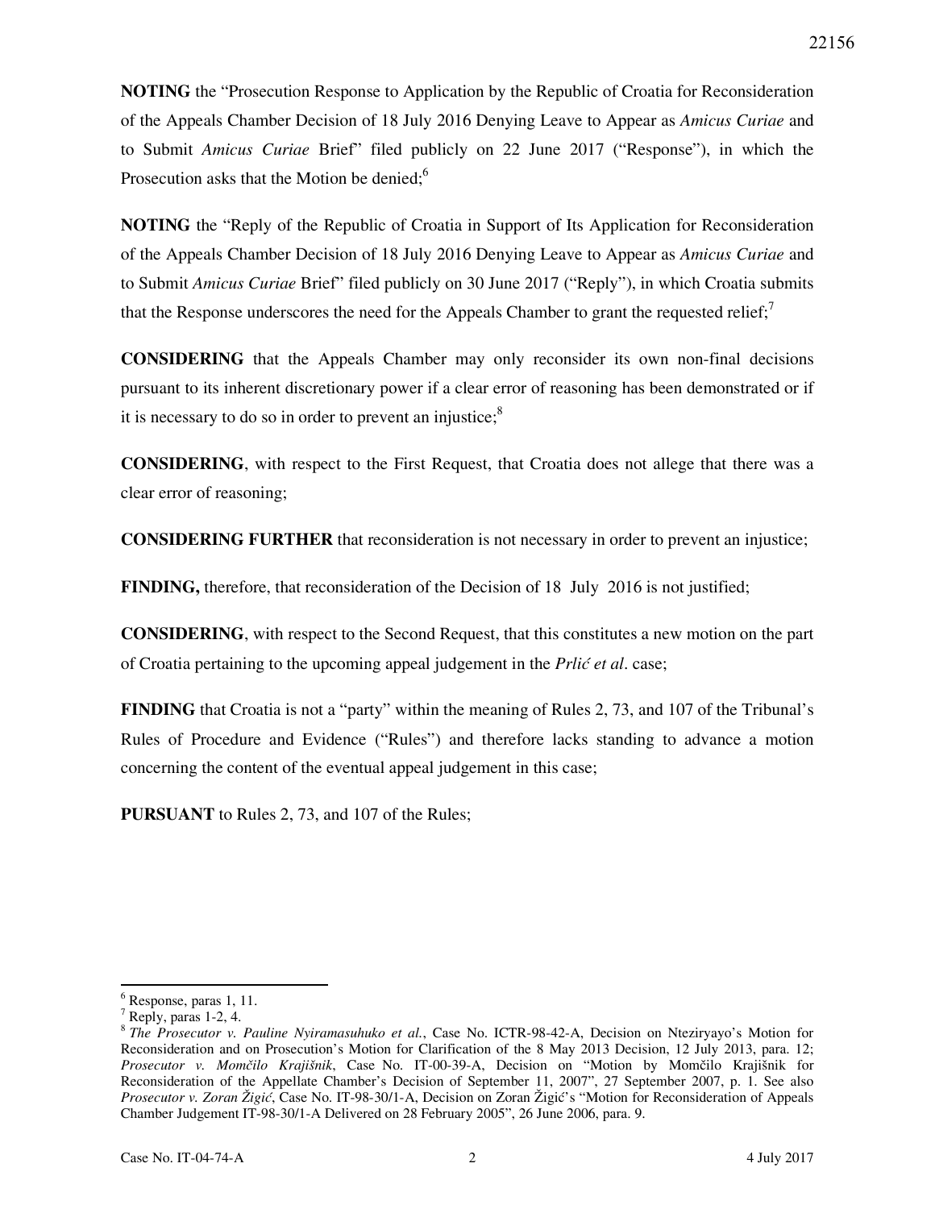**NOTING** the "Prosecution Response to Application by the Republic of Croatia for Reconsideration of the Appeals Chamber Decision of 18 July 2016 Denying Leave to Appear as *Amicus Curiae* and to Submit *Amicus Curiae* Brief" filed publicly on 22 June 2017 ("Response"), in which the Prosecution asks that the Motion be denied;[6]

**NOTING** the "Reply of the Republic of Croatia in Support of Its Application for Reconsideration of the Appeals Chamber Decision of 18 July 2016 Denying Leave to Appear as *Amicus Curiae* and to Submit *Amicus Curiae* Brief" filed publicly on 30 June 2017 ("Reply"), in which Croatia submits that the Response underscores the need for the Appeals Chamber to grant the requested relief;[7]

**CONSIDERING** that the Appeals Chamber may only reconsider its own non-final decisions pursuant to its inherent discretionary power if a clear error of reasoning has been demonstrated or if it is necessary to do so in order to prevent an injustice;[8]

**CONSIDERING**, with respect to the First Request, that Croatia does not allege that there was a clear error of reasoning;

**CONSIDERING FURTHER** that reconsideration is not necessary in order to prevent an injustice;

**FINDING,** therefore, that reconsideration of the Decision of 18 July 2016 is not justified;

**CONSIDERING**, with respect to the Second Request, that this constitutes a new motion on the part of Croatia pertaining to the upcoming appeal judgement in the *Prlić et al*. case;

**FINDING** that Croatia is not a "party" within the meaning of Rules 2, 73, and 107 of the Tribunal's Rules of Procedure and Evidence ("Rules") and therefore lacks standing to advance a motion concerning the content of the eventual appeal judgement in this case;

**PURSUANT** to Rules 2, 73, and 107 of the Rules;

---

[6] Response, paras 1, 11.

[7] Reply, paras 1-2, 4.

[8] *The Prosecutor v. Pauline Nyiramasuhuko et al.*, Case No. ICTR-98-42-A, Decision on Nteziryayo's Motion for Reconsideration and on Prosecution's Motion for Clarification of the 8 May 2013 Decision, 12 July 2013, para. 12; *Prosecutor v. Momčilo Krajišnik*, Case No. IT-00-39-A, Decision on "Motion by Momčilo Krajišnik for Reconsideration of the Appellate Chamber's Decision of September 11, 2007", 27 September 2007, p. 1. See also *Prosecutor v. Zoran Žigić*, Case No. IT-98-30/1-A, Decision on Zoran Žigić's "Motion for Reconsideration of Appeals Chamber Judgement IT-98-30/1-A Delivered on 28 February 2005", 26 June 2006, para. 9.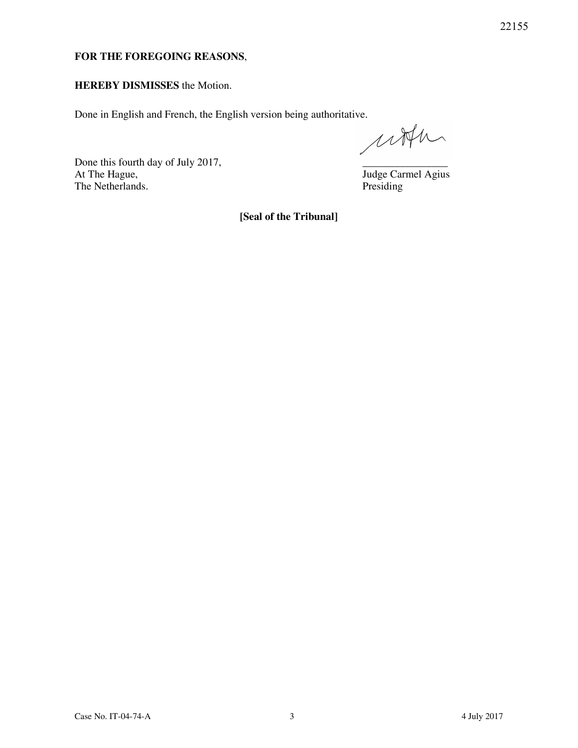**FOR THE FOREGOING REASONS**,

**HEREBY DISMISSES** the Motion.

Done in English and French, the English version being authoritative.

Done this fourth day of July 2017,
At The Hague,
The Netherlands.

_______________
Judge Carmel Agius
Presiding

**[Seal of the Tribunal]**